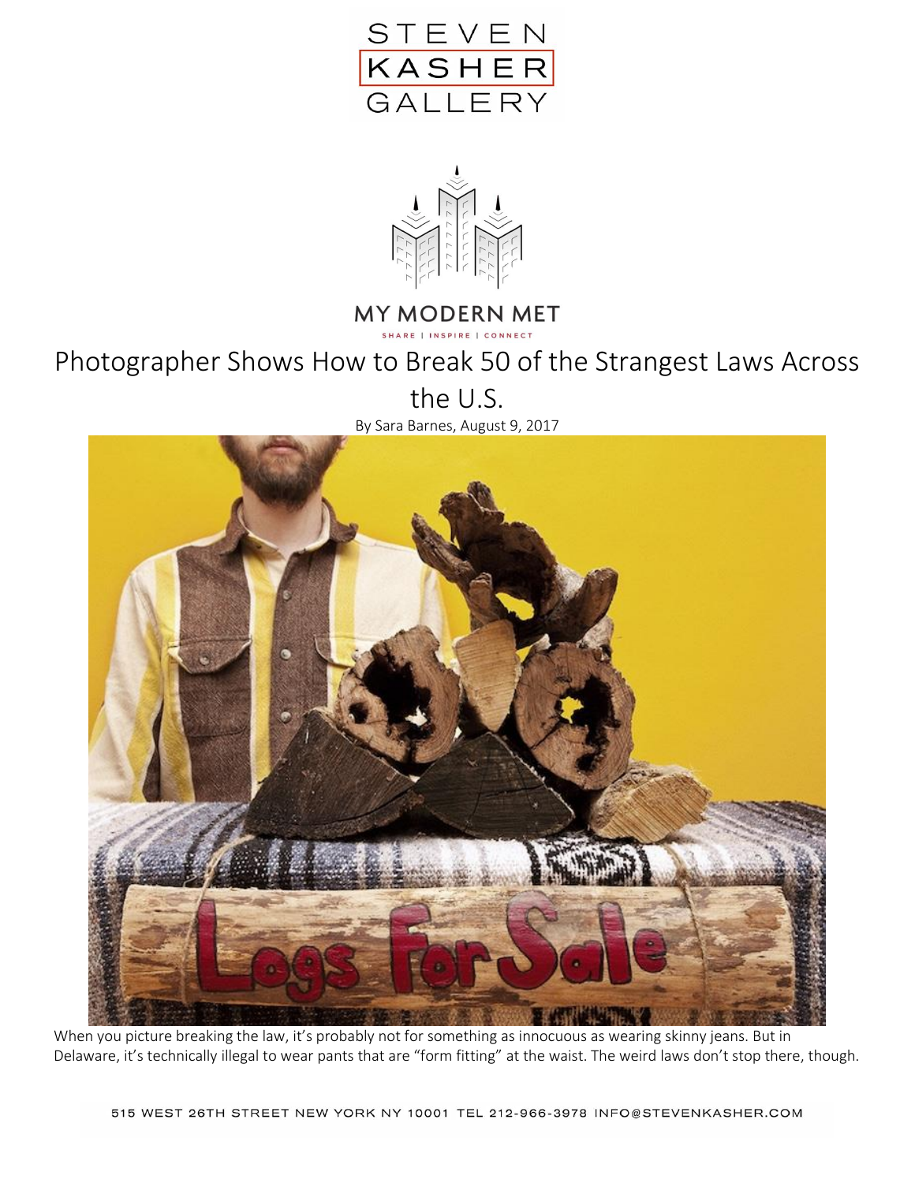STEVEN KASHER GALLERY

MY MODERN MET

SHARE | INSPIRE | CONNECT

# Photographer Shows How to Break 50 of the Strangest Laws Across the U.S.

By Sara Barnes, August 9, 2017

When you picture breaking the law, it's probably not for something as innocuous as wearing skinny jeans. But in Delaware, it's technically illegal to wear pants that are "form fitting" at the waist. The weird laws don't stop there, though.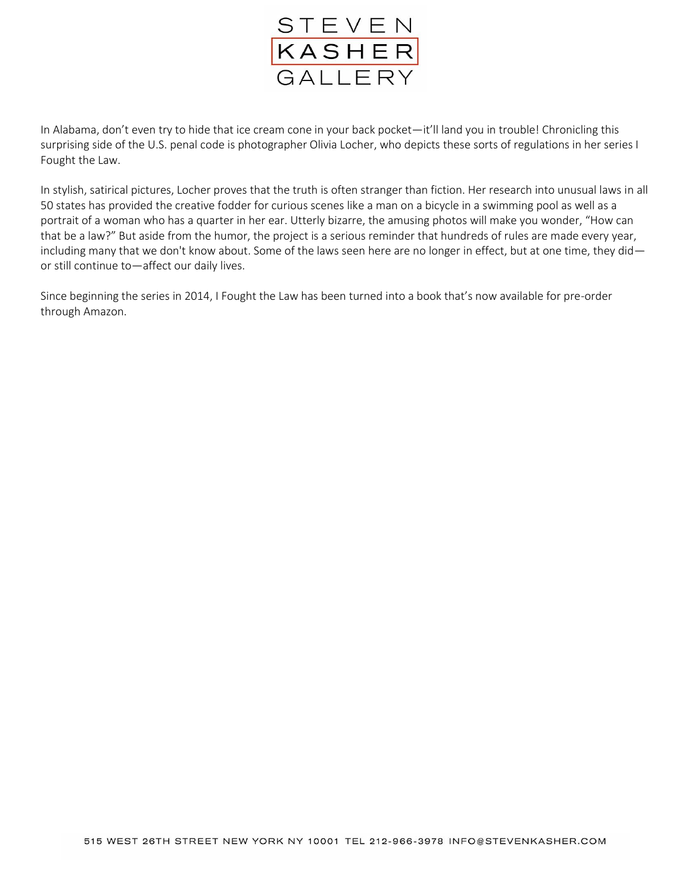In Alabama, don't even try to hide that ice cream cone in your back pocket—it'll land you in trouble! Chronicling this surprising side of the U.S. penal code is photographer Olivia Locher, who depicts these sorts of regulations in her series I Fought the Law.

In stylish, satirical pictures, Locher proves that the truth is often stranger than fiction. Her research into unusual laws in all 50 states has provided the creative fodder for curious scenes like a man on a bicycle in a swimming pool as well as a portrait of a woman who has a quarter in her ear. Utterly bizarre, the amusing photos will make you wonder, "How can that be a law?" But aside from the humor, the project is a serious reminder that hundreds of rules are made every year, including many that we don't know about. Some of the laws seen here are no longer in effect, but at one time, they did—or still continue to—affect our daily lives.

Since beginning the series in 2014, I Fought the Law has been turned into a book that's now available for pre-order through Amazon.